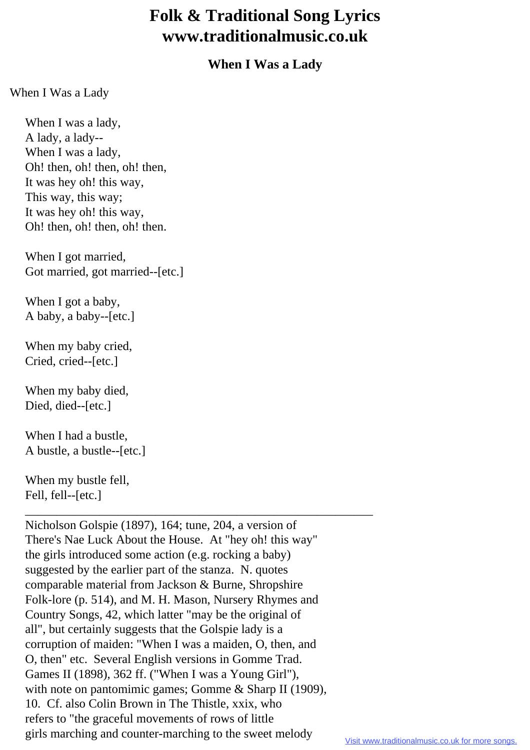# Folk & Traditional Song Lyrics
# www.traditionalmusic.co.uk

## When I Was a Lady

When I Was a Lady

When I was a lady,
A lady, a lady--
When I was a lady,
Oh! then, oh! then, oh! then,
It was hey oh! this way,
This way, this way;
It was hey oh! this way,
Oh! then, oh! then, oh! then.

When I got married,
Got married, got married--[etc.]

When I got a baby,
A baby, a baby--[etc.]

When my baby cried,
Cried, cried--[etc.]

When my baby died,
Died, died--[etc.]

When I had a bustle,
A bustle, a bustle--[etc.]

When my bustle fell,
Fell, fell--[etc.]

---

Nicholson Golspie (1897), 164; tune, 204, a version of There's Nae Luck About the House. At "hey oh! this way" the girls introduced some action (e.g. rocking a baby) suggested by the earlier part of the stanza. N. quotes comparable material from Jackson & Burne, Shropshire Folk-lore (p. 514), and M. H. Mason, Nursery Rhymes and Country Songs, 42, which latter "may be the original of all", but certainly suggests that the Golspie lady is a corruption of maiden: "When I was a maiden, O, then, and O, then" etc. Several English versions in Gomme Trad. Games II (1898), 362 ff. ("When I was a Young Girl"), with note on pantomimic games; Gomme & Sharp II (1909), 10. Cf. also Colin Brown in The Thistle, xxix, who refers to "the graceful movements of rows of little girls marching and counter-marching to the sweet melody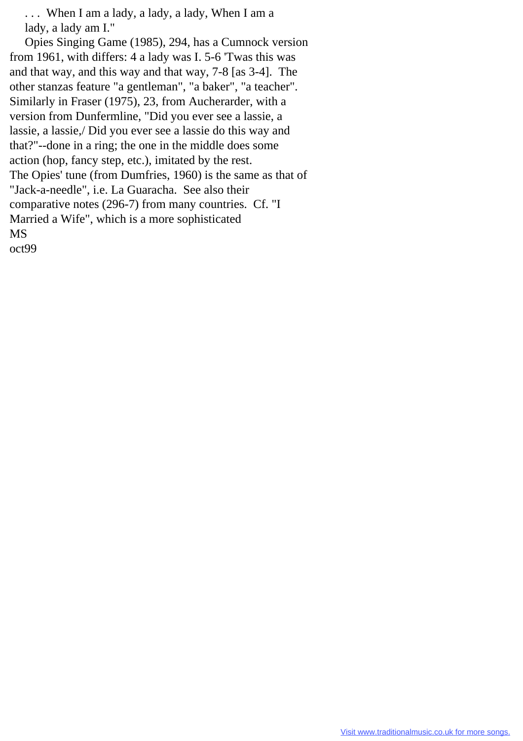. . . When I am a lady, a lady, a lady, When I am a lady, a lady am I."

Opies Singing Game (1985), 294, has a Cumnock version from 1961, with differs: 4 a lady was I. 5-6 'Twas this was and that way, and this way and that way, 7-8 [as 3-4]. The other stanzas feature "a gentleman", "a baker", "a teacher". Similarly in Fraser (1975), 23, from Aucherarder, with a version from Dunfermline, "Did you ever see a lassie, a lassie, a lassie,/ Did you ever see a lassie do this way and that?"--done in a ring; the one in the middle does some action (hop, fancy step, etc.), imitated by the rest.
The Opies' tune (from Dumfries, 1960) is the same as that of "Jack-a-needle", i.e. La Guaracha. See also their comparative notes (296-7) from many countries. Cf. "I Married a Wife", which is a more sophisticated
MS
oct99